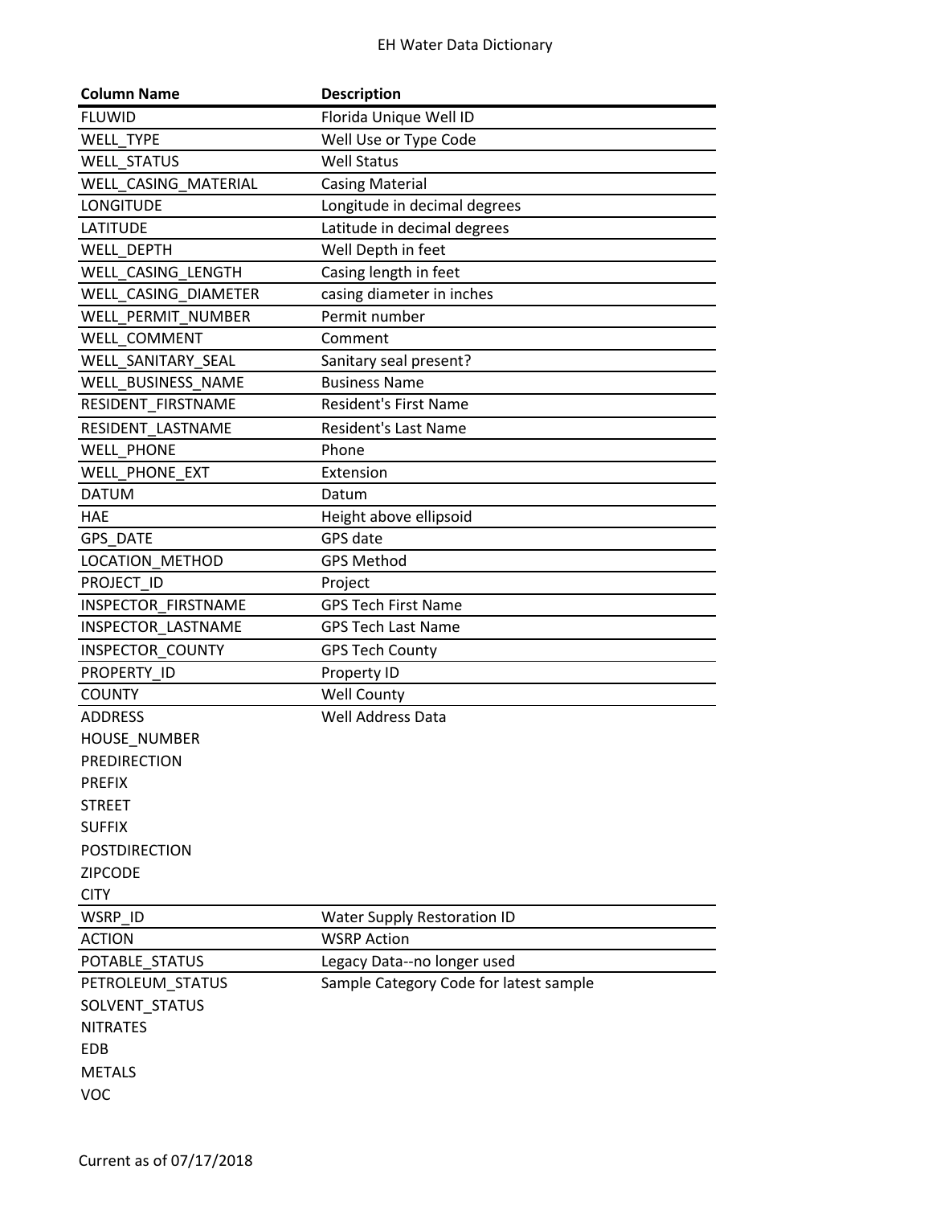# EH Water Data Dictionary

| Column Name | Description |
|---|---|
| FLUWID | Florida Unique Well ID |
| WELL_TYPE | Well Use or Type Code |
| WELL_STATUS | Well Status |
| WELL_CASING_MATERIAL | Casing Material |
| LONGITUDE | Longitude in decimal degrees |
| LATITUDE | Latitude in decimal degrees |
| WELL_DEPTH | Well Depth in feet |
| WELL_CASING_LENGTH | Casing length in feet |
| WELL_CASING_DIAMETER | casing diameter in inches |
| WELL_PERMIT_NUMBER | Permit number |
| WELL_COMMENT | Comment |
| WELL_SANITARY_SEAL | Sanitary seal present? |
| WELL_BUSINESS_NAME | Business Name |
| RESIDENT_FIRSTNAME | Resident's First Name |
| RESIDENT_LASTNAME | Resident's Last Name |
| WELL_PHONE | Phone |
| WELL_PHONE_EXT | Extension |
| DATUM | Datum |
| HAE | Height above ellipsoid |
| GPS_DATE | GPS date |
| LOCATION_METHOD | GPS Method |
| PROJECT_ID | Project |
| INSPECTOR_FIRSTNAME | GPS Tech First Name |
| INSPECTOR_LASTNAME | GPS Tech Last Name |
| INSPECTOR_COUNTY | GPS Tech County |
| PROPERTY_ID | Property ID |
| COUNTY | Well County |
| ADDRESS<br>HOUSE_NUMBER<br>PREDIRECTION<br>PREFIX<br>STREET<br>SUFFIX<br>POSTDIRECTION<br>ZIPCODE<br>CITY | Well Address Data |
| WSRP_ID | Water Supply Restoration ID |
| ACTION | WSRP Action |
| POTABLE_STATUS | Legacy Data--no longer used |
| PETROLEUM_STATUS<br>SOLVENT_STATUS<br>NITRATES<br>EDB<br>METALS<br>VOC | Sample Category Code for latest sample |

Current as of 07/17/2018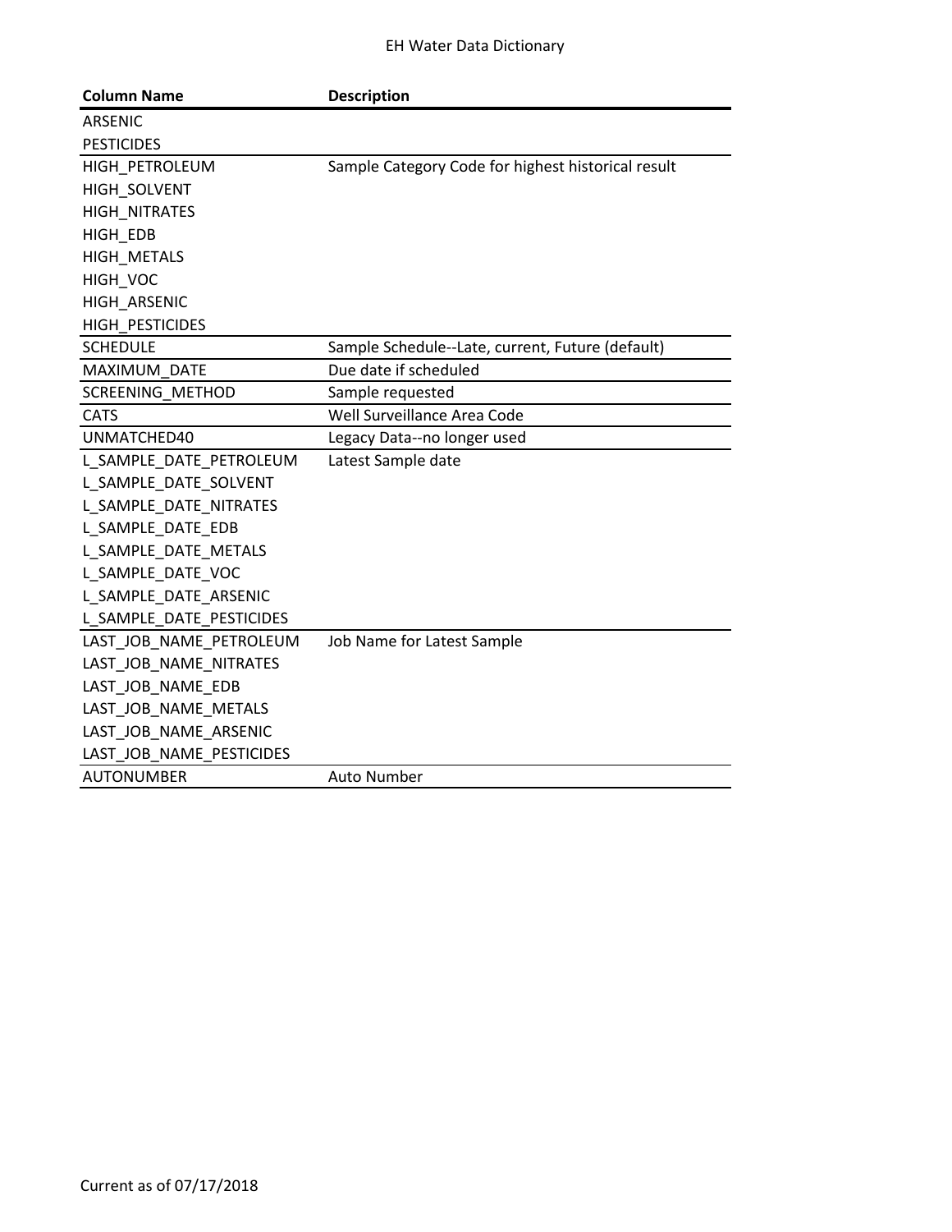| Column Name | Description |
| --- | --- |
| ARSENIC | |
| PESTICIDES | |
| HIGH_PETROLEUM | Sample Category Code for highest historical result |
| HIGH_SOLVENT | |
| HIGH_NITRATES | |
| HIGH_EDB | |
| HIGH_METALS | |
| HIGH_VOC | |
| HIGH_ARSENIC | |
| HIGH_PESTICIDES | |
| SCHEDULE | Sample Schedule--Late, current, Future (default) |
| MAXIMUM_DATE | Due date if scheduled |
| SCREENING_METHOD | Sample requested |
| CATS | Well Surveillance Area Code |
| UNMATCHED40 | Legacy Data--no longer used |
| L_SAMPLE_DATE_PETROLEUM | Latest Sample date |
| L_SAMPLE_DATE_SOLVENT | |
| L_SAMPLE_DATE_NITRATES | |
| L_SAMPLE_DATE_EDB | |
| L_SAMPLE_DATE_METALS | |
| L_SAMPLE_DATE_VOC | |
| L_SAMPLE_DATE_ARSENIC | |
| L_SAMPLE_DATE_PESTICIDES | |
| LAST_JOB_NAME_PETROLEUM | Job Name for Latest Sample |
| LAST_JOB_NAME_NITRATES | |
| LAST_JOB_NAME_EDB | |
| LAST_JOB_NAME_METALS | |
| LAST_JOB_NAME_ARSENIC | |
| LAST_JOB_NAME_PESTICIDES | |
| AUTONUMBER | Auto Number |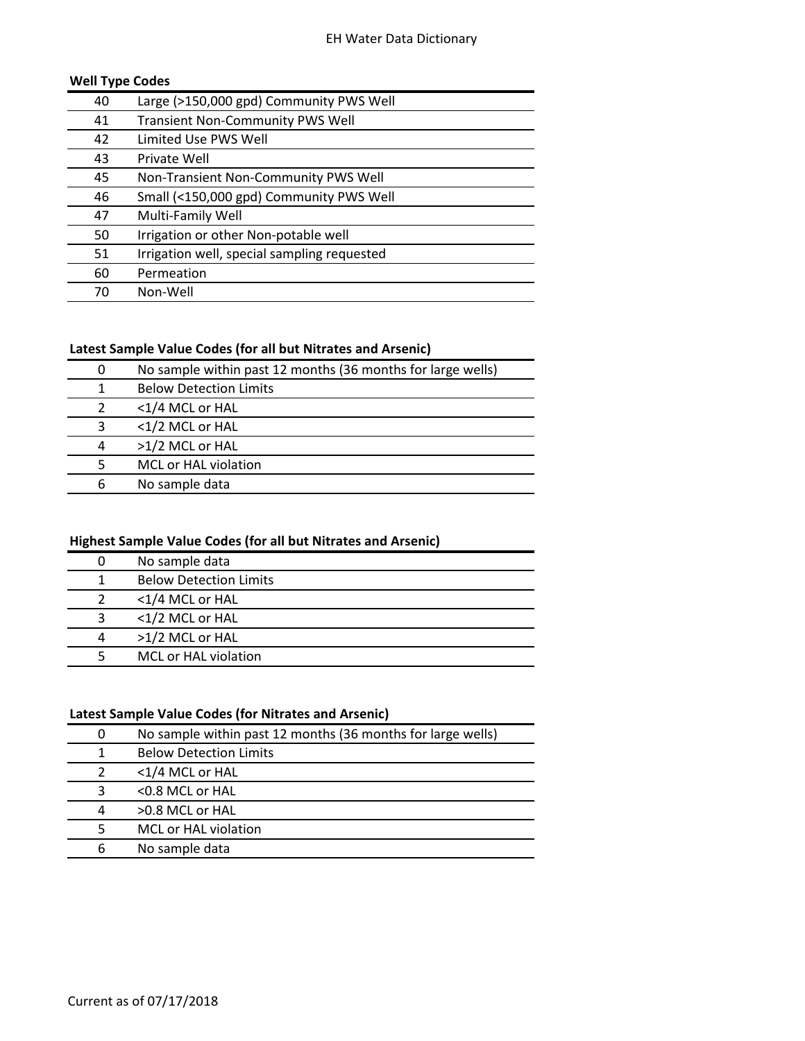## Well Type Codes

| | |
|---|---|
| 40 | Large (>150,000 gpd) Community PWS Well |
| 41 | Transient Non-Community PWS Well |
| 42 | Limited Use PWS Well |
| 43 | Private Well |
| 45 | Non-Transient Non-Community PWS Well |
| 46 | Small (<150,000 gpd) Community PWS Well |
| 47 | Multi-Family Well |
| 50 | Irrigation or other Non-potable well |
| 51 | Irrigation well, special sampling requested |
| 60 | Permeation |
| 70 | Non-Well |

## Latest Sample Value Codes (for all but Nitrates and Arsenic)

| | |
|---|---|
| 0 | No sample within past 12 months (36 months for large wells) |
| 1 | Below Detection Limits |
| 2 | <1/4 MCL or HAL |
| 3 | <1/2 MCL or HAL |
| 4 | >1/2 MCL or HAL |
| 5 | MCL or HAL violation |
| 6 | No sample data |

## Highest Sample Value Codes (for all but Nitrates and Arsenic)

| | |
|---|---|
| 0 | No sample data |
| 1 | Below Detection Limits |
| 2 | <1/4 MCL or HAL |
| 3 | <1/2 MCL or HAL |
| 4 | >1/2 MCL or HAL |
| 5 | MCL or HAL violation |

## Latest Sample Value Codes (for Nitrates and Arsenic)

| | |
|---|---|
| 0 | No sample within past 12 months (36 months for large wells) |
| 1 | Below Detection Limits |
| 2 | <1/4 MCL or HAL |
| 3 | <0.8 MCL or HAL |
| 4 | >0.8 MCL or HAL |
| 5 | MCL or HAL violation |
| 6 | No sample data |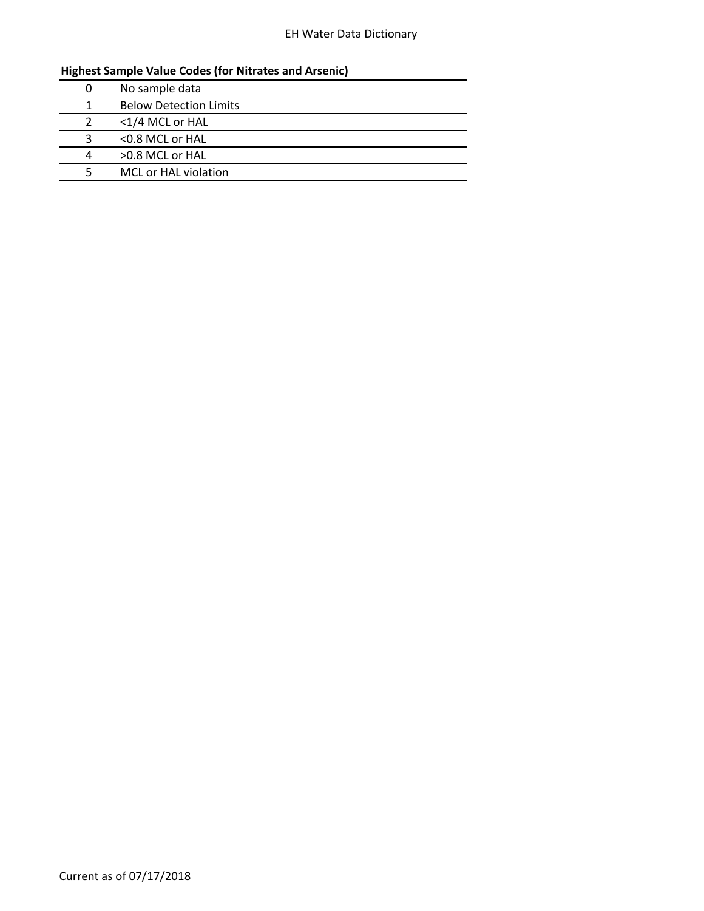**Highest Sample Value Codes (for Nitrates and Arsenic)**

| | |
|---|---|
| 0 | No sample data |
| 1 | Below Detection Limits |
| 2 | <1/4 MCL or HAL |
| 3 | <0.8 MCL or HAL |
| 4 | >0.8 MCL or HAL |
| 5 | MCL or HAL violation |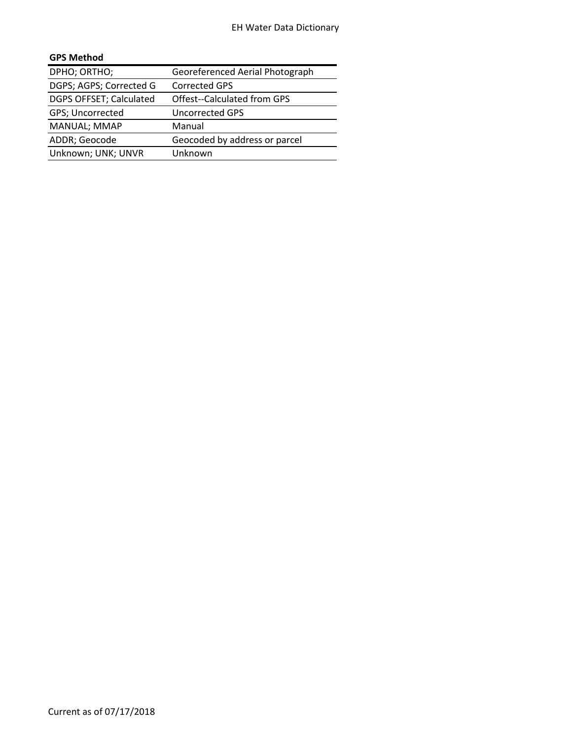**GPS Method**

| | |
|---|---|
| DPHO; ORTHO; | Georeferenced Aerial Photograph |
| DGPS; AGPS; Corrected G | Corrected GPS |
| DGPS OFFSET; Calculated | Offest--Calculated from GPS |
| GPS; Uncorrected | Uncorrected GPS |
| MANUAL; MMAP | Manual |
| ADDR; Geocode | Geocoded by address or parcel |
| Unknown; UNK; UNVR | Unknown |